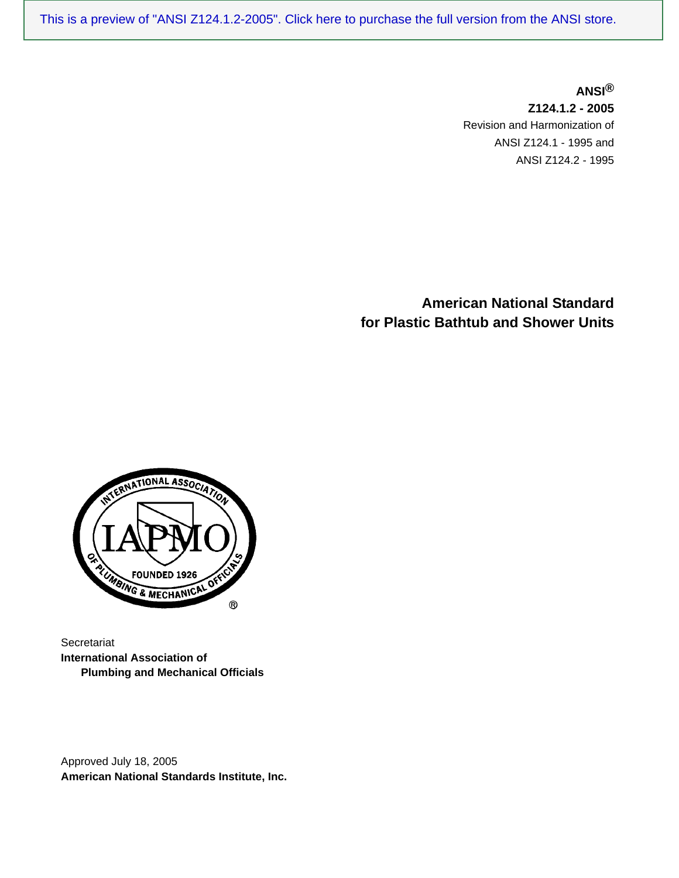This is a preview of "ANSI Z124.1.2-2005". Click here to purchase the full version from the ANSI store.

**ANSI®**
**Z124.1.2 - 2005**
Revision and Harmonization of
ANSI Z124.1 - 1995 and
ANSI Z124.2 - 1995

# American National Standard for Plastic Bathtub and Shower Units

Secretariat
**International Association of Plumbing and Mechanical Officials**

Approved July 18, 2005
**American National Standards Institute, Inc.**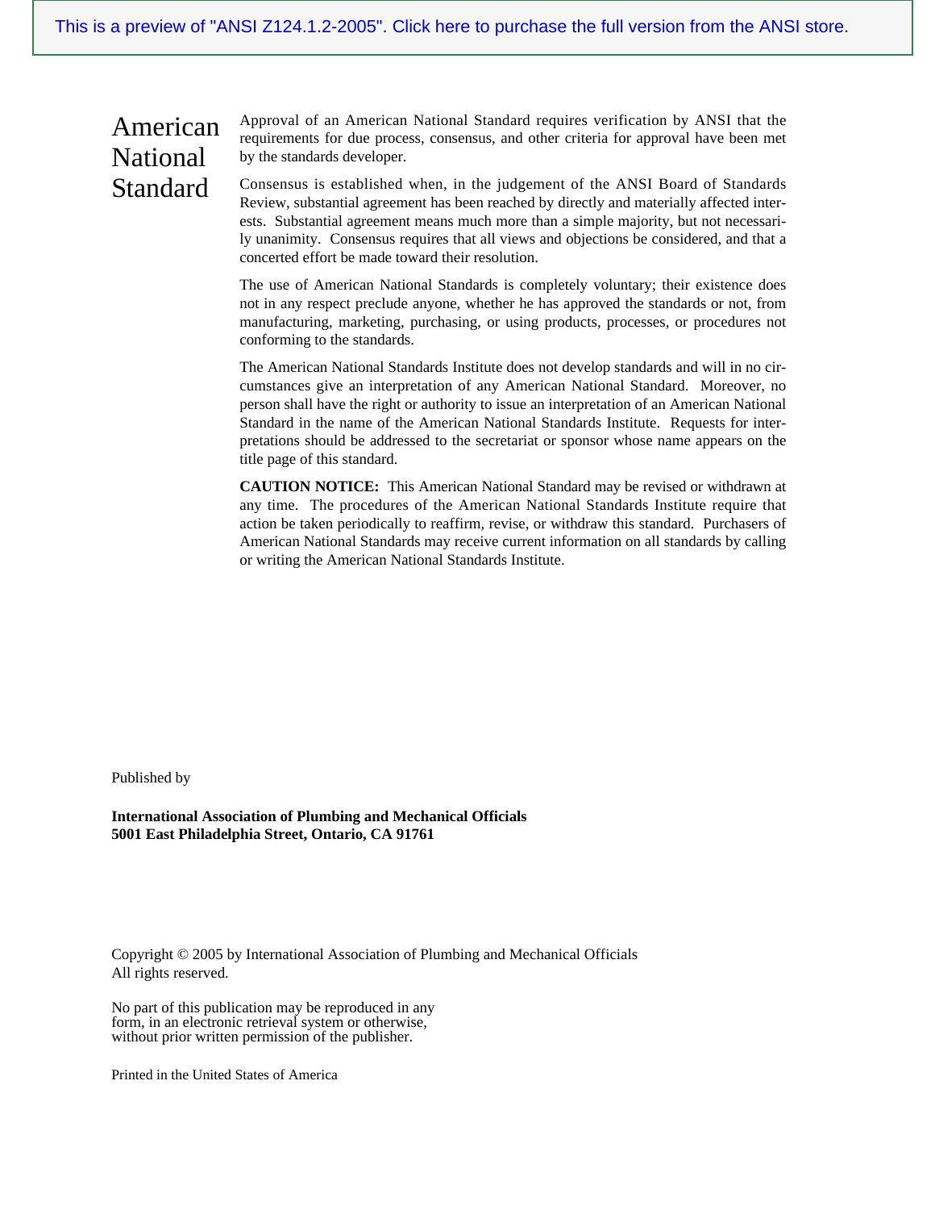This is a preview of "ANSI Z124.1.2-2005". Click here to purchase the full version from the ANSI store.

# American National Standard

Approval of an American National Standard requires verification by ANSI that the requirements for due process, consensus, and other criteria for approval have been met by the standards developer.

Consensus is established when, in the judgement of the ANSI Board of Standards Review, substantial agreement has been reached by directly and materially affected interests. Substantial agreement means much more than a simple majority, but not necessarily unanimity. Consensus requires that all views and objections be considered, and that a concerted effort be made toward their resolution.

The use of American National Standards is completely voluntary; their existence does not in any respect preclude anyone, whether he has approved the standards or not, from manufacturing, marketing, purchasing, or using products, processes, or procedures not conforming to the standards.

The American National Standards Institute does not develop standards and will in no circumstances give an interpretation of any American National Standard. Moreover, no person shall have the right or authority to issue an interpretation of an American National Standard in the name of the American National Standards Institute. Requests for interpretations should be addressed to the secretariat or sponsor whose name appears on the title page of this standard.

**CAUTION NOTICE:** This American National Standard may be revised or withdrawn at any time. The procedures of the American National Standards Institute require that action be taken periodically to reaffirm, revise, or withdraw this standard. Purchasers of American National Standards may receive current information on all standards by calling or writing the American National Standards Institute.

Published by

**International Association of Plumbing and Mechanical Officials**
**5001 East Philadelphia Street, Ontario, CA 91761**

Copyright © 2005 by International Association of Plumbing and Mechanical Officials
All rights reserved.

No part of this publication may be reproduced in any form, in an electronic retrieval system or otherwise, without prior written permission of the publisher.

Printed in the United States of America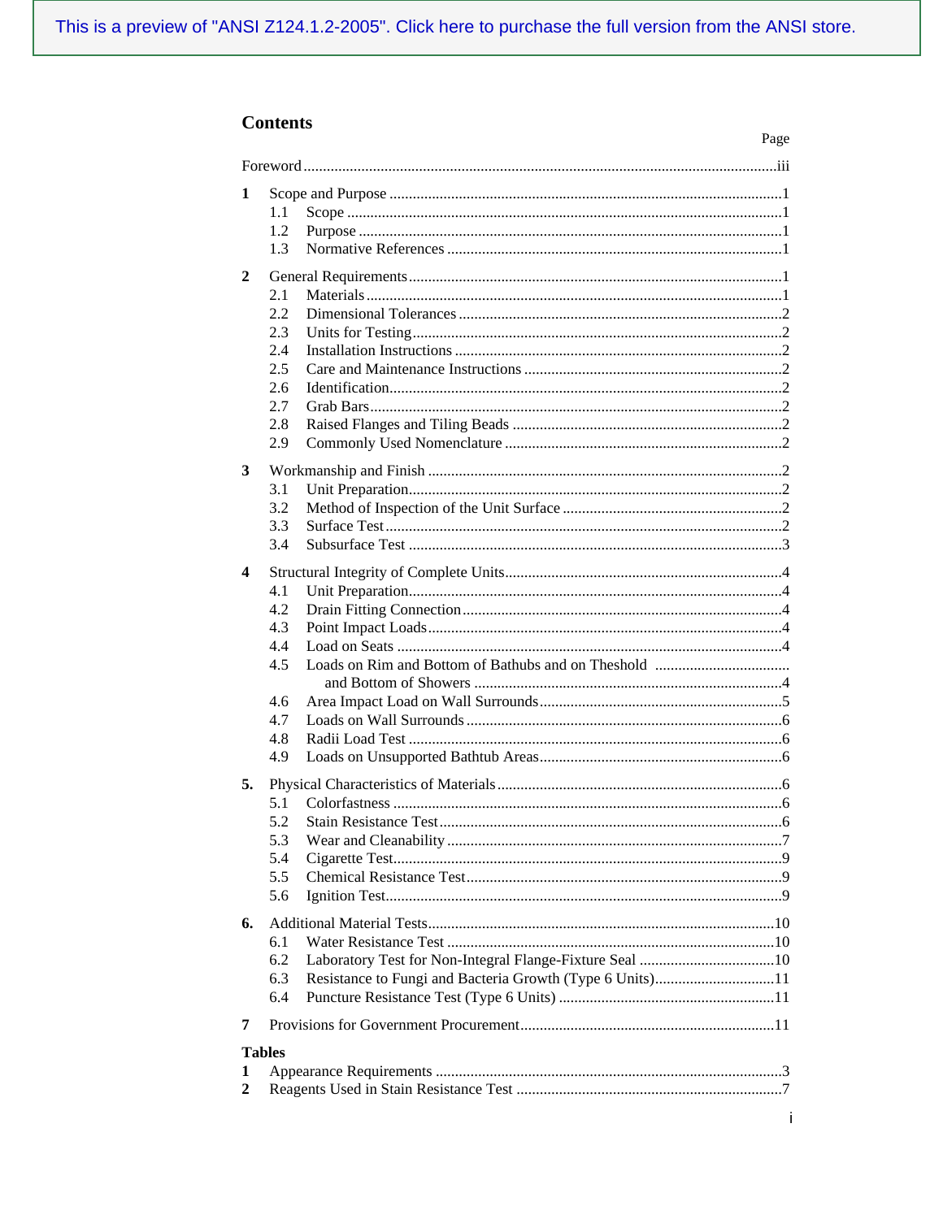This is a preview of "ANSI Z124.1.2-2005". Click here to purchase the full version from the ANSI store.

## Contents

| | Page |
|---|---|
| Foreword | iii |
| **1** Scope and Purpose | 1 |
| 1.1 Scope | 1 |
| 1.2 Purpose | 1 |
| 1.3 Normative References | 1 |
| **2** General Requirements | 1 |
| 2.1 Materials | 1 |
| 2.2 Dimensional Tolerances | 2 |
| 2.3 Units for Testing | 2 |
| 2.4 Installation Instructions | 2 |
| 2.5 Care and Maintenance Instructions | 2 |
| 2.6 Identification | 2 |
| 2.7 Grab Bars | 2 |
| 2.8 Raised Flanges and Tiling Beads | 2 |
| 2.9 Commonly Used Nomenclature | 2 |
| **3** Workmanship and Finish | 2 |
| 3.1 Unit Preparation | 2 |
| 3.2 Method of Inspection of the Unit Surface | 2 |
| 3.3 Surface Test | 2 |
| 3.4 Subsurface Test | 3 |
| **4** Structural Integrity of Complete Units | 4 |
| 4.1 Unit Preparation | 4 |
| 4.2 Drain Fitting Connection | 4 |
| 4.3 Point Impact Loads | 4 |
| 4.4 Load on Seats | 4 |
| 4.5 Loads on Rim and Bottom of Bathubs and on Theshold and Bottom of Showers | 4 |
| 4.6 Area Impact Load on Wall Surrounds | 5 |
| 4.7 Loads on Wall Surrounds | 6 |
| 4.8 Radii Load Test | 6 |
| 4.9 Loads on Unsupported Bathtub Areas | 6 |
| **5.** Physical Characteristics of Materials | 6 |
| 5.1 Colorfastness | 6 |
| 5.2 Stain Resistance Test | 6 |
| 5.3 Wear and Cleanability | 7 |
| 5.4 Cigarette Test | 9 |
| 5.5 Chemical Resistance Test | 9 |
| 5.6 Ignition Test | 9 |
| **6.** Additional Material Tests | 10 |
| 6.1 Water Resistance Test | 10 |
| 6.2 Laboratory Test for Non-Integral Flange-Fixture Seal | 10 |
| 6.3 Resistance to Fungi and Bacteria Growth (Type 6 Units) | 11 |
| 6.4 Puncture Resistance Test (Type 6 Units) | 11 |
| **7** Provisions for Government Procurement | 11 |
| **Tables** | |
| **1** Appearance Requirements | 3 |
| **2** Reagents Used in Stain Resistance Test | 7 |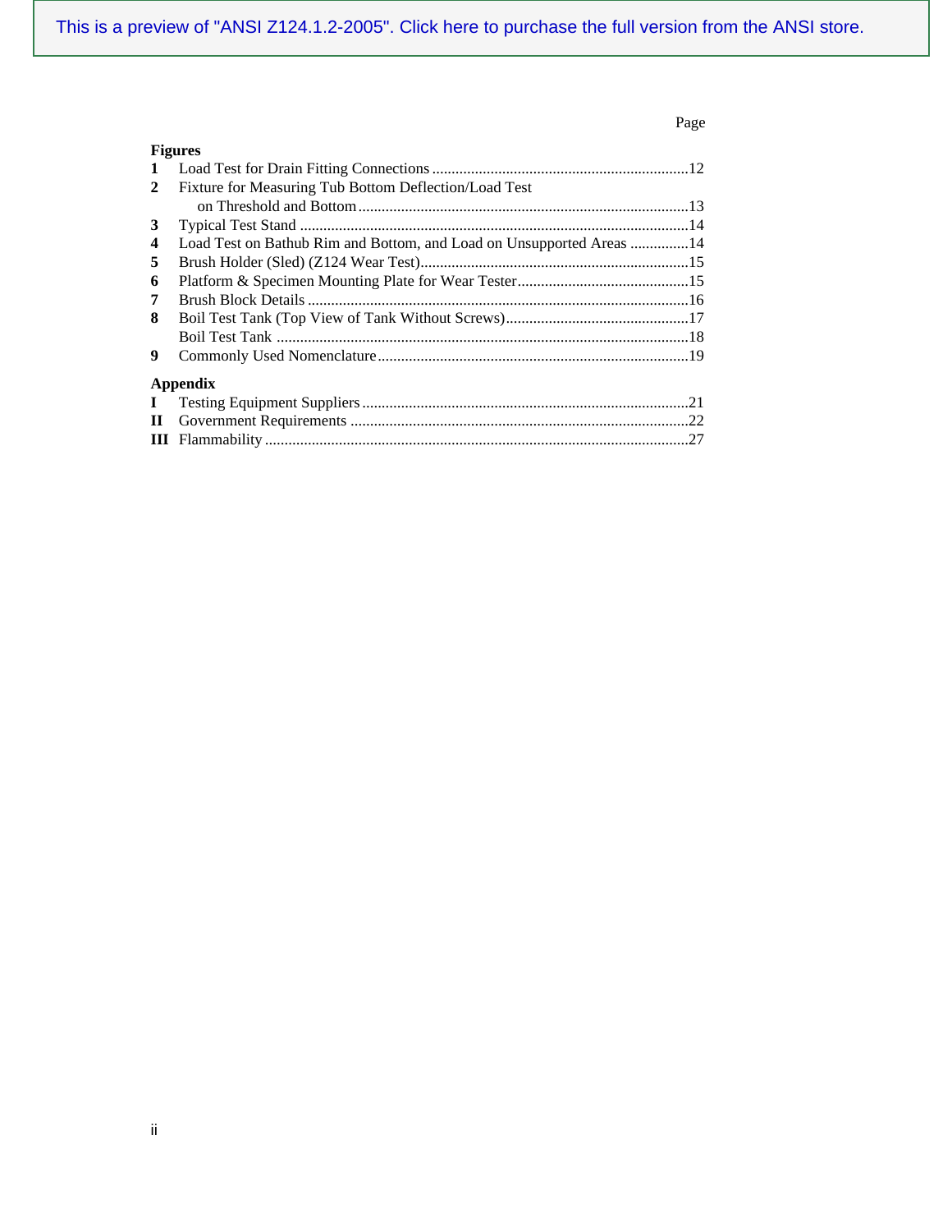Page

**Figures**

| | | |
|---|---|---|
| **1** | Load Test for Drain Fitting Connections | 12 |
| **2** | Fixture for Measuring Tub Bottom Deflection/Load Test on Threshold and Bottom | 13 |
| **3** | Typical Test Stand | 14 |
| **4** | Load Test on Bathub Rim and Bottom, and Load on Unsupported Areas | 14 |
| **5** | Brush Holder (Sled) (Z124 Wear Test) | 15 |
| **6** | Platform & Specimen Mounting Plate for Wear Tester | 15 |
| **7** | Brush Block Details | 16 |
| **8** | Boil Test Tank (Top View of Tank Without Screws) | 17 |
| | Boil Test Tank | 18 |
| **9** | Commonly Used Nomenclature | 19 |

**Appendix**

| | | |
|---|---|---|
| **I** | Testing Equipment Suppliers | 21 |
| **II** | Government Requirements | 22 |
| **III** | Flammability | 27 |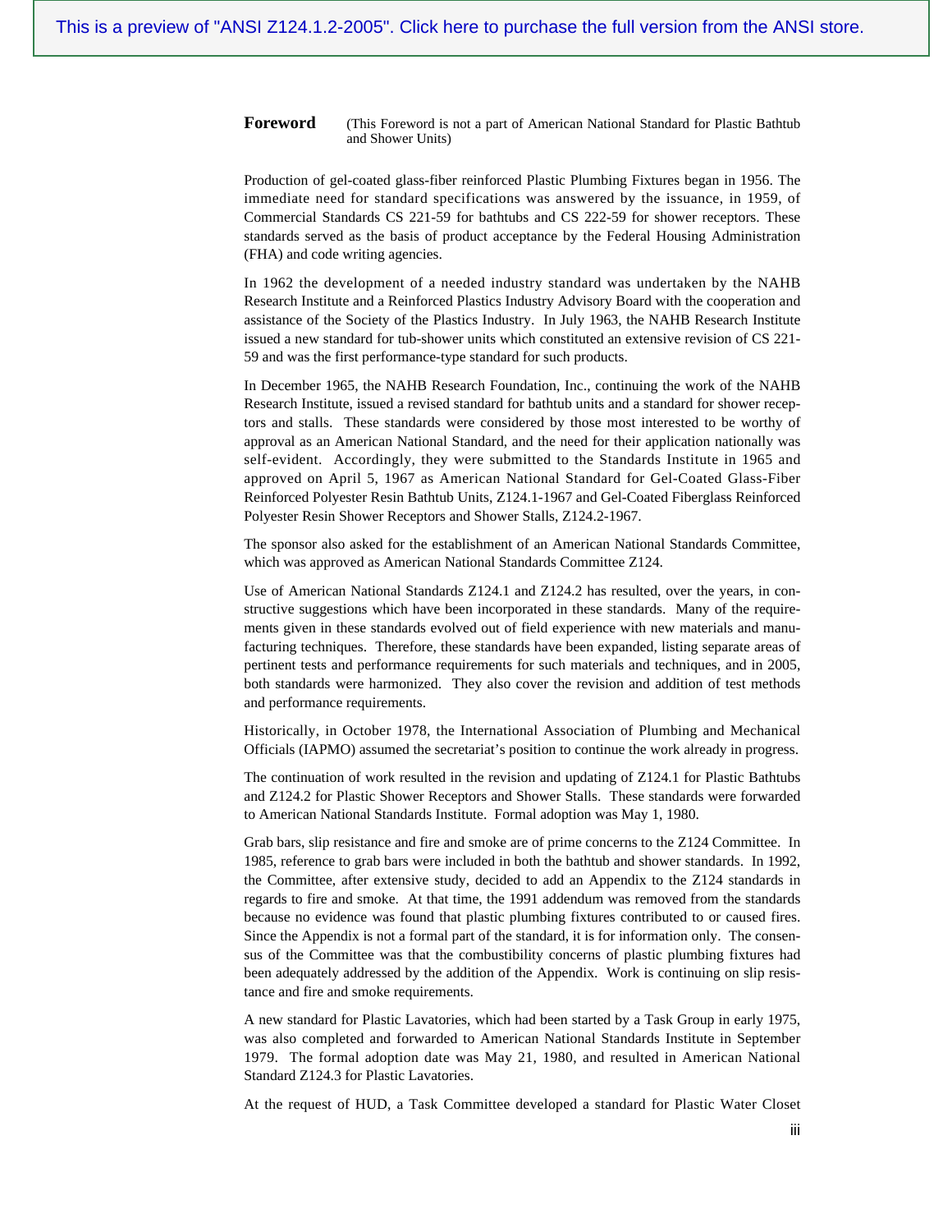## Foreword

(This Foreword is not a part of American National Standard for Plastic Bathtub and Shower Units)

Production of gel-coated glass-fiber reinforced Plastic Plumbing Fixtures began in 1956. The immediate need for standard specifications was answered by the issuance, in 1959, of Commercial Standards CS 221-59 for bathtubs and CS 222-59 for shower receptors. These standards served as the basis of product acceptance by the Federal Housing Administration (FHA) and code writing agencies.

In 1962 the development of a needed industry standard was undertaken by the NAHB Research Institute and a Reinforced Plastics Industry Advisory Board with the cooperation and assistance of the Society of the Plastics Industry. In July 1963, the NAHB Research Institute issued a new standard for tub-shower units which constituted an extensive revision of CS 221-59 and was the first performance-type standard for such products.

In December 1965, the NAHB Research Foundation, Inc., continuing the work of the NAHB Research Institute, issued a revised standard for bathtub units and a standard for shower receptors and stalls. These standards were considered by those most interested to be worthy of approval as an American National Standard, and the need for their application nationally was self-evident. Accordingly, they were submitted to the Standards Institute in 1965 and approved on April 5, 1967 as American National Standard for Gel-Coated Glass-Fiber Reinforced Polyester Resin Bathtub Units, Z124.1-1967 and Gel-Coated Fiberglass Reinforced Polyester Resin Shower Receptors and Shower Stalls, Z124.2-1967.

The sponsor also asked for the establishment of an American National Standards Committee, which was approved as American National Standards Committee Z124.

Use of American National Standards Z124.1 and Z124.2 has resulted, over the years, in constructive suggestions which have been incorporated in these standards. Many of the requirements given in these standards evolved out of field experience with new materials and manufacturing techniques. Therefore, these standards have been expanded, listing separate areas of pertinent tests and performance requirements for such materials and techniques, and in 2005, both standards were harmonized. They also cover the revision and addition of test methods and performance requirements.

Historically, in October 1978, the International Association of Plumbing and Mechanical Officials (IAPMO) assumed the secretariat's position to continue the work already in progress.

The continuation of work resulted in the revision and updating of Z124.1 for Plastic Bathtubs and Z124.2 for Plastic Shower Receptors and Shower Stalls. These standards were forwarded to American National Standards Institute. Formal adoption was May 1, 1980.

Grab bars, slip resistance and fire and smoke are of prime concerns to the Z124 Committee. In 1985, reference to grab bars were included in both the bathtub and shower standards. In 1992, the Committee, after extensive study, decided to add an Appendix to the Z124 standards in regards to fire and smoke. At that time, the 1991 addendum was removed from the standards because no evidence was found that plastic plumbing fixtures contributed to or caused fires. Since the Appendix is not a formal part of the standard, it is for information only. The consensus of the Committee was that the combustibility concerns of plastic plumbing fixtures had been adequately addressed by the addition of the Appendix. Work is continuing on slip resistance and fire and smoke requirements.

A new standard for Plastic Lavatories, which had been started by a Task Group in early 1975, was also completed and forwarded to American National Standards Institute in September 1979. The formal adoption date was May 21, 1980, and resulted in American National Standard Z124.3 for Plastic Lavatories.

At the request of HUD, a Task Committee developed a standard for Plastic Water Closet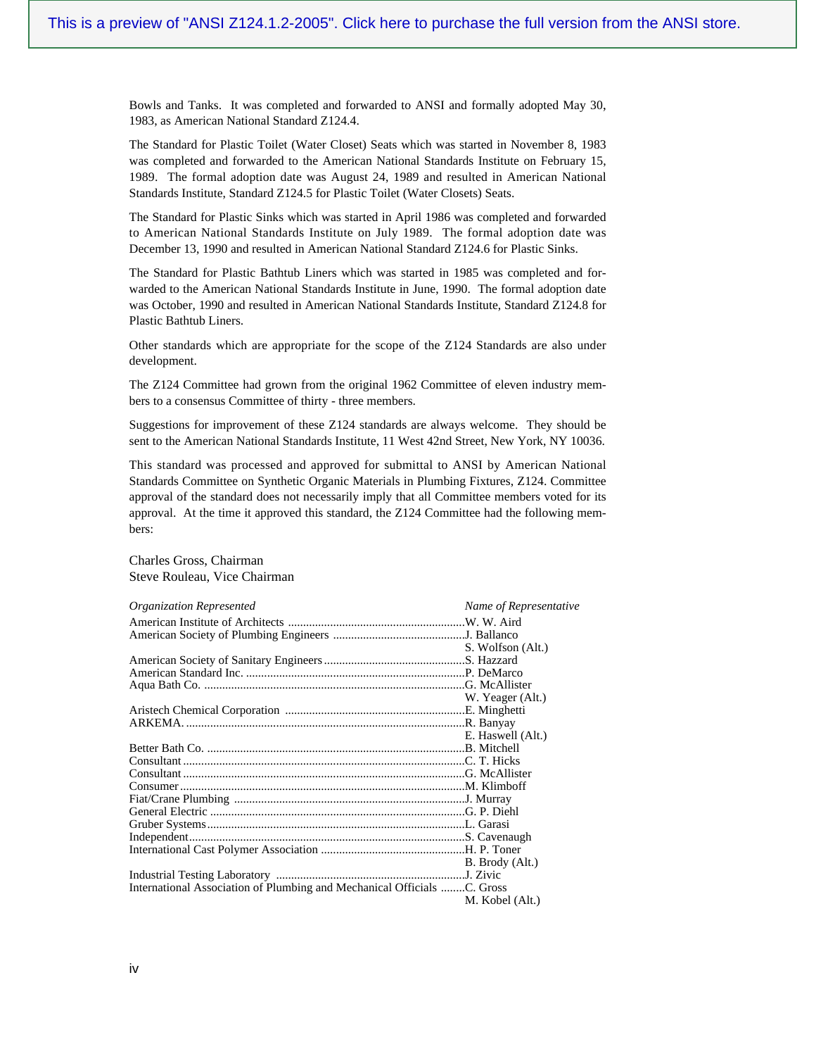Bowls and Tanks. It was completed and forwarded to ANSI and formally adopted May 30, 1983, as American National Standard Z124.4.

The Standard for Plastic Toilet (Water Closet) Seats which was started in November 8, 1983 was completed and forwarded to the American National Standards Institute on February 15, 1989. The formal adoption date was August 24, 1989 and resulted in American National Standards Institute, Standard Z124.5 for Plastic Toilet (Water Closets) Seats.

The Standard for Plastic Sinks which was started in April 1986 was completed and forwarded to American National Standards Institute on July 1989. The formal adoption date was December 13, 1990 and resulted in American National Standard Z124.6 for Plastic Sinks.

The Standard for Plastic Bathtub Liners which was started in 1985 was completed and forwarded to the American National Standards Institute in June, 1990. The formal adoption date was October, 1990 and resulted in American National Standards Institute, Standard Z124.8 for Plastic Bathtub Liners.

Other standards which are appropriate for the scope of the Z124 Standards are also under development.

The Z124 Committee had grown from the original 1962 Committee of eleven industry members to a consensus Committee of thirty - three members.

Suggestions for improvement of these Z124 standards are always welcome. They should be sent to the American National Standards Institute, 11 West 42nd Street, New York, NY 10036.

This standard was processed and approved for submittal to ANSI by American National Standards Committee on Synthetic Organic Materials in Plumbing Fixtures, Z124. Committee approval of the standard does not necessarily imply that all Committee members voted for its approval. At the time it approved this standard, the Z124 Committee had the following members:

Charles Gross, Chairman
Steve Rouleau, Vice Chairman

| *Organization Represented* | *Name of Representative* |
|---|---|
| American Institute of Architects | W. W. Aird |
| American Society of Plumbing Engineers | J. Ballanco |
| | S. Wolfson (Alt.) |
| American Society of Sanitary Engineers | S. Hazzard |
| American Standard Inc. | P. DeMarco |
| Aqua Bath Co. | G. McAllister |
| | W. Yeager (Alt.) |
| Aristech Chemical Corporation | E. Minghetti |
| ARKEMA. | R. Banyay |
| | E. Haswell (Alt.) |
| Better Bath Co. | B. Mitchell |
| Consultant | C. T. Hicks |
| Consultant | G. McAllister |
| Consumer | M. Klimboff |
| Fiat/Crane Plumbing | J. Murray |
| General Electric | G. P. Diehl |
| Gruber Systems | L. Garasi |
| Independent | S. Cavenaugh |
| International Cast Polymer Association | H. P. Toner |
| | B. Brody (Alt.) |
| Industrial Testing Laboratory | J. Zivic |
| International Association of Plumbing and Mechanical Officials | C. Gross |
| | M. Kobel (Alt.) |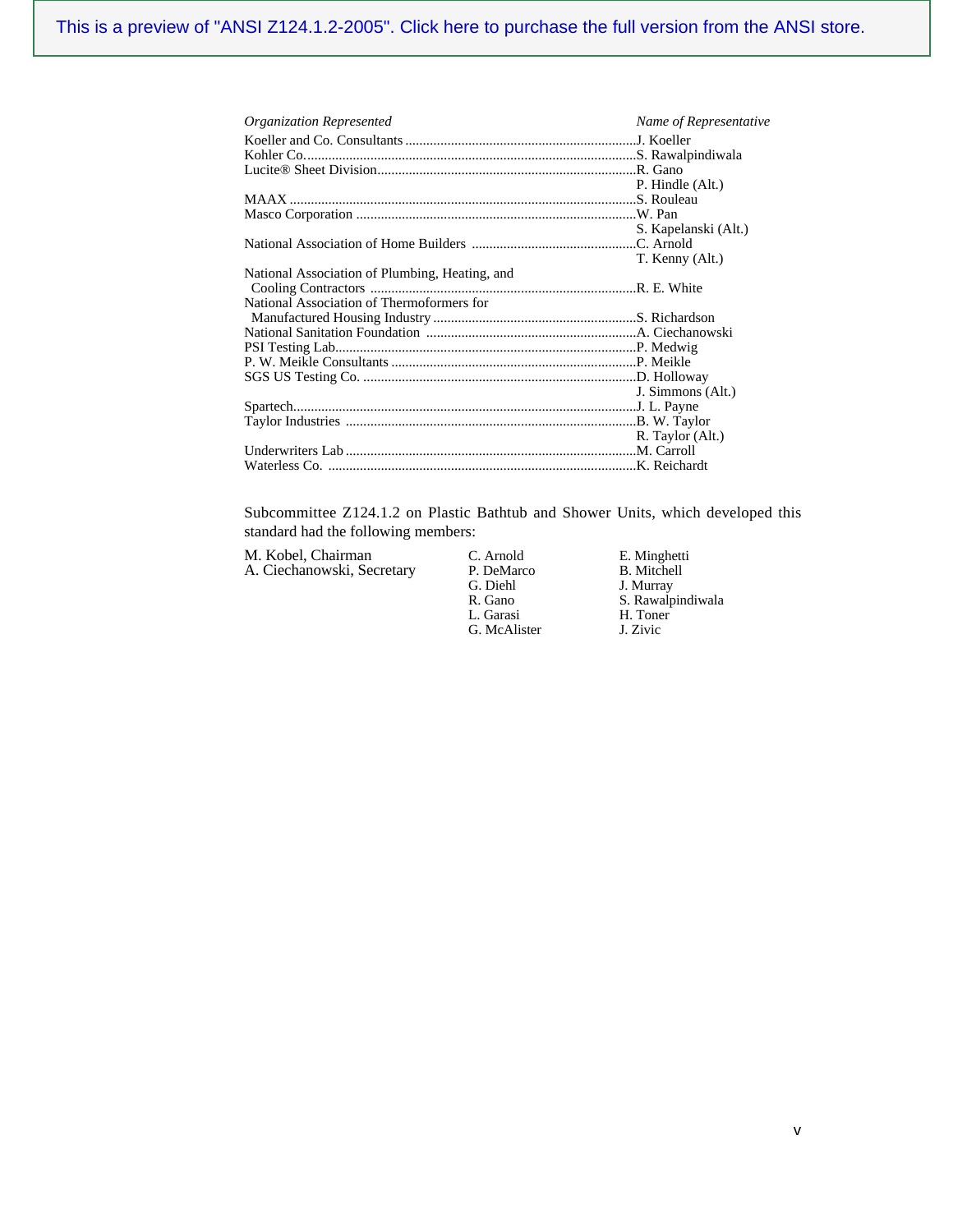| *Organization Represented* | *Name of Representative* |
| --- | --- |
| Koeller and Co. Consultants | J. Koeller |
| Kohler Co. | S. Rawalpindiwala |
| Lucite® Sheet Division | R. Gano |
| | P. Hindle (Alt.) |
| MAAX | S. Rouleau |
| Masco Corporation | W. Pan |
| | S. Kapelanski (Alt.) |
| National Association of Home Builders | C. Arnold |
| | T. Kenny (Alt.) |
| National Association of Plumbing, Heating, and Cooling Contractors | R. E. White |
| National Association of Thermoformers for Manufactured Housing Industry | S. Richardson |
| National Sanitation Foundation | A. Ciechanowski |
| PSI Testing Lab | P. Medwig |
| P. W. Meikle Consultants | P. Meikle |
| SGS US Testing Co. | D. Holloway |
| | J. Simmons (Alt.) |
| Spartech | J. L. Payne |
| Taylor Industries | B. W. Taylor |
| | R. Taylor (Alt.) |
| Underwriters Lab | M. Carroll |
| Waterless Co. | K. Reichardt |

Subcommittee Z124.1.2 on Plastic Bathtub and Shower Units, which developed this standard had the following members:

M. Kobel, Chairman
A. Ciechanowski, Secretary

C. Arnold
P. DeMarco
G. Diehl
R. Gano
L. Garasi
G. McAlister

E. Minghetti
B. Mitchell
J. Murray
S. Rawalpindiwala
H. Toner
J. Zivic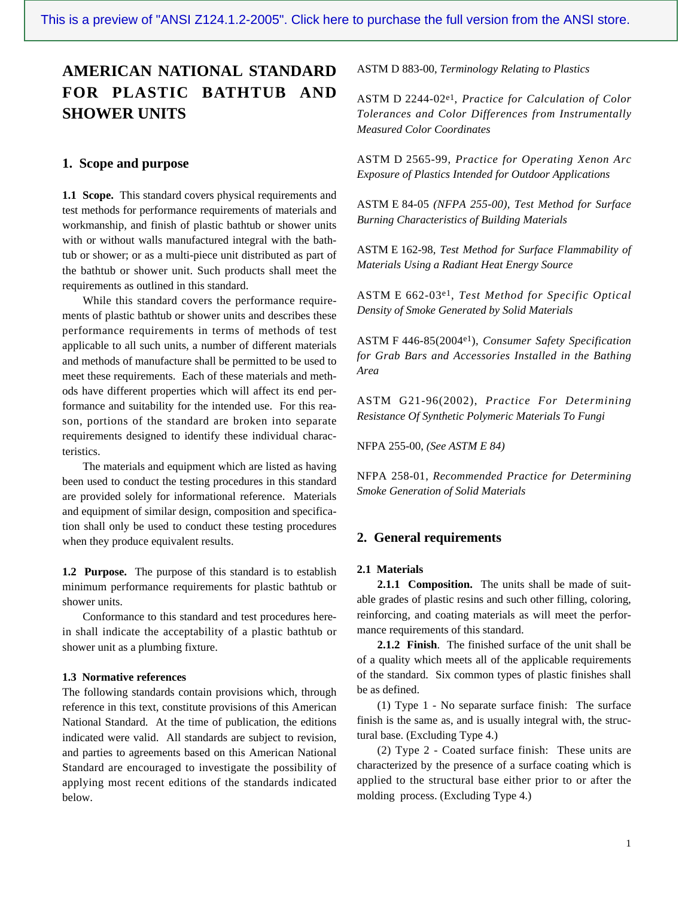This is a preview of "ANSI Z124.1.2-2005". Click here to purchase the full version from the ANSI store.

# AMERICAN NATIONAL STANDARD FOR PLASTIC BATHTUB AND SHOWER UNITS

## 1. Scope and purpose

**1.1 Scope.** This standard covers physical requirements and test methods for performance requirements of materials and workmanship, and finish of plastic bathtub or shower units with or without walls manufactured integral with the bathtub or shower; or as a multi-piece unit distributed as part of the bathtub or shower unit. Such products shall meet the requirements as outlined in this standard.

While this standard covers the performance requirements of plastic bathtub or shower units and describes these performance requirements in terms of methods of test applicable to all such units, a number of different materials and methods of manufacture shall be permitted to be used to meet these requirements. Each of these materials and methods have different properties which will affect its end performance and suitability for the intended use. For this reason, portions of the standard are broken into separate requirements designed to identify these individual characteristics.

The materials and equipment which are listed as having been used to conduct the testing procedures in this standard are provided solely for informational reference. Materials and equipment of similar design, composition and specification shall only be used to conduct these testing procedures when they produce equivalent results.

**1.2 Purpose.** The purpose of this standard is to establish minimum performance requirements for plastic bathtub or shower units.

Conformance to this standard and test procedures herein shall indicate the acceptability of a plastic bathtub or shower unit as a plumbing fixture.

**1.3 Normative references**

The following standards contain provisions which, through reference in this text, constitute provisions of this American National Standard. At the time of publication, the editions indicated were valid. All standards are subject to revision, and parties to agreements based on this American National Standard are encouraged to investigate the possibility of applying most recent editions of the standards indicated below.

ASTM D 883-00, *Terminology Relating to Plastics*

ASTM D 2244-02e1, *Practice for Calculation of Color Tolerances and Color Differences from Instrumentally Measured Color Coordinates*

ASTM D 2565-99, *Practice for Operating Xenon Arc Exposure of Plastics Intended for Outdoor Applications*

ASTM E 84-05 *(NFPA 255-00)*, *Test Method for Surface Burning Characteristics of Building Materials*

ASTM E 162-98, *Test Method for Surface Flammability of Materials Using a Radiant Heat Energy Source*

ASTM E 662-03e1, *Test Method for Specific Optical Density of Smoke Generated by Solid Materials*

ASTM F 446-85(2004e1), *Consumer Safety Specification for Grab Bars and Accessories Installed in the Bathing Area*

ASTM G21-96(2002), *Practice For Determining Resistance Of Synthetic Polymeric Materials To Fungi*

NFPA 255-00, *(See ASTM E 84)*

NFPA 258-01, *Recommended Practice for Determining Smoke Generation of Solid Materials*

## 2. General requirements

**2.1 Materials**

**2.1.1 Composition.** The units shall be made of suitable grades of plastic resins and such other filling, coloring, reinforcing, and coating materials as will meet the performance requirements of this standard.

**2.1.2 Finish**. The finished surface of the unit shall be of a quality which meets all of the applicable requirements of the standard. Six common types of plastic finishes shall be as defined.

(1) Type 1 - No separate surface finish: The surface finish is the same as, and is usually integral with, the structural base. (Excluding Type 4.)

(2) Type 2 - Coated surface finish: These units are characterized by the presence of a surface coating which is applied to the structural base either prior to or after the molding process. (Excluding Type 4.)